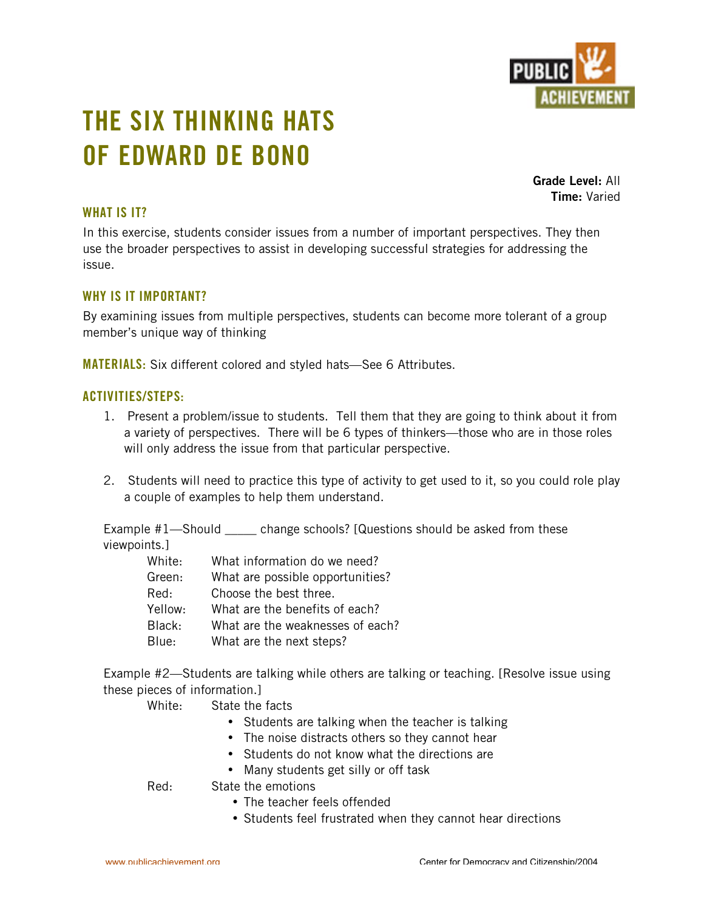# THE SIX THINKING HATS OF EDWARD DE BONO

**Grade Level:** All
**Time:** Varied

## WHAT IS IT?

In this exercise, students consider issues from a number of important perspectives. They then use the broader perspectives to assist in developing successful strategies for addressing the issue.

## WHY IS IT IMPORTANT?

By examining issues from multiple perspectives, students can become more tolerant of a group member's unique way of thinking

**MATERIALS:** Six different colored and styled hats—See 6 Attributes.

## ACTIVITIES/STEPS:

1. Present a problem/issue to students. Tell them that they are going to think about it from a variety of perspectives. There will be 6 types of thinkers—those who are in those roles will only address the issue from that particular perspective.

2. Students will need to practice this type of activity to get used to it, so you could role play a couple of examples to help them understand.

Example #1—Should _____ change schools? [Questions should be asked from these viewpoints.]

White: What information do we need?
Green: What are possible opportunities?
Red: Choose the best three.
Yellow: What are the benefits of each?
Black: What are the weaknesses of each?
Blue: What are the next steps?

Example #2—Students are talking while others are talking or teaching. [Resolve issue using these pieces of information.]

White: State the facts
- Students are talking when the teacher is talking
- The noise distracts others so they cannot hear
- Students do not know what the directions are
- Many students get silly or off task

Red: State the emotions
- The teacher feels offended
- Students feel frustrated when they cannot hear directions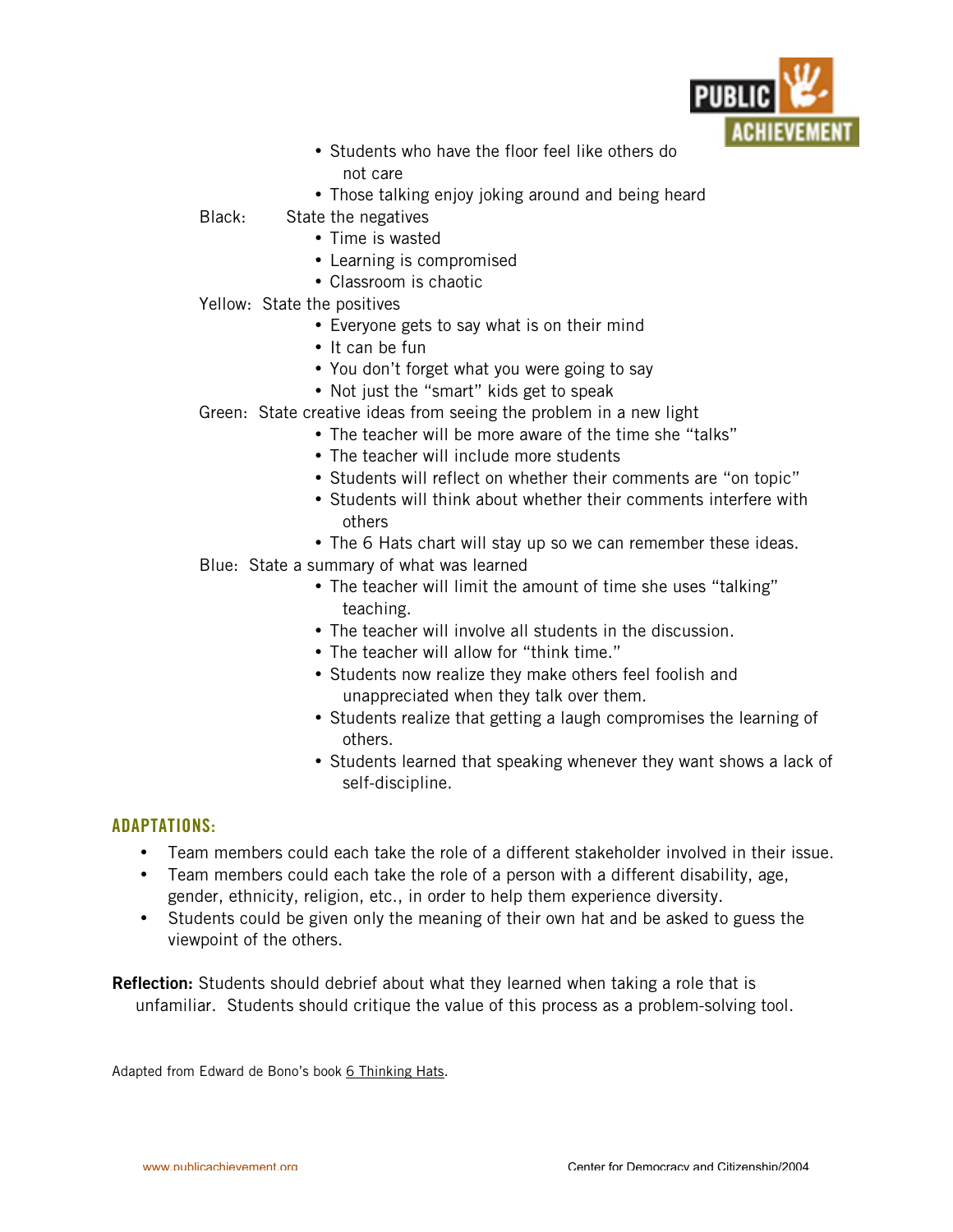- Students who have the floor feel like others do not care
- Those talking enjoy joking around and being heard

Black: State the negatives

- Time is wasted
- Learning is compromised
- Classroom is chaotic

Yellow: State the positives

- Everyone gets to say what is on their mind
- It can be fun
- You don't forget what you were going to say
- Not just the "smart" kids get to speak

Green: State creative ideas from seeing the problem in a new light

- The teacher will be more aware of the time she "talks"
- The teacher will include more students
- Students will reflect on whether their comments are "on topic"
- Students will think about whether their comments interfere with others
- The 6 Hats chart will stay up so we can remember these ideas.

Blue: State a summary of what was learned

- The teacher will limit the amount of time she uses "talking" teaching.
- The teacher will involve all students in the discussion.
- The teacher will allow for "think time."
- Students now realize they make others feel foolish and unappreciated when they talk over them.
- Students realize that getting a laugh compromises the learning of others.
- Students learned that speaking whenever they want shows a lack of self-discipline.

## ADAPTATIONS:

- Team members could each take the role of a different stakeholder involved in their issue.
- Team members could each take the role of a person with a different disability, age, gender, ethnicity, religion, etc., in order to help them experience diversity.
- Students could be given only the meaning of their own hat and be asked to guess the viewpoint of the others.

**Reflection:** Students should debrief about what they learned when taking a role that is unfamiliar. Students should critique the value of this process as a problem-solving tool.

Adapted from Edward de Bono's book 6 Thinking Hats.